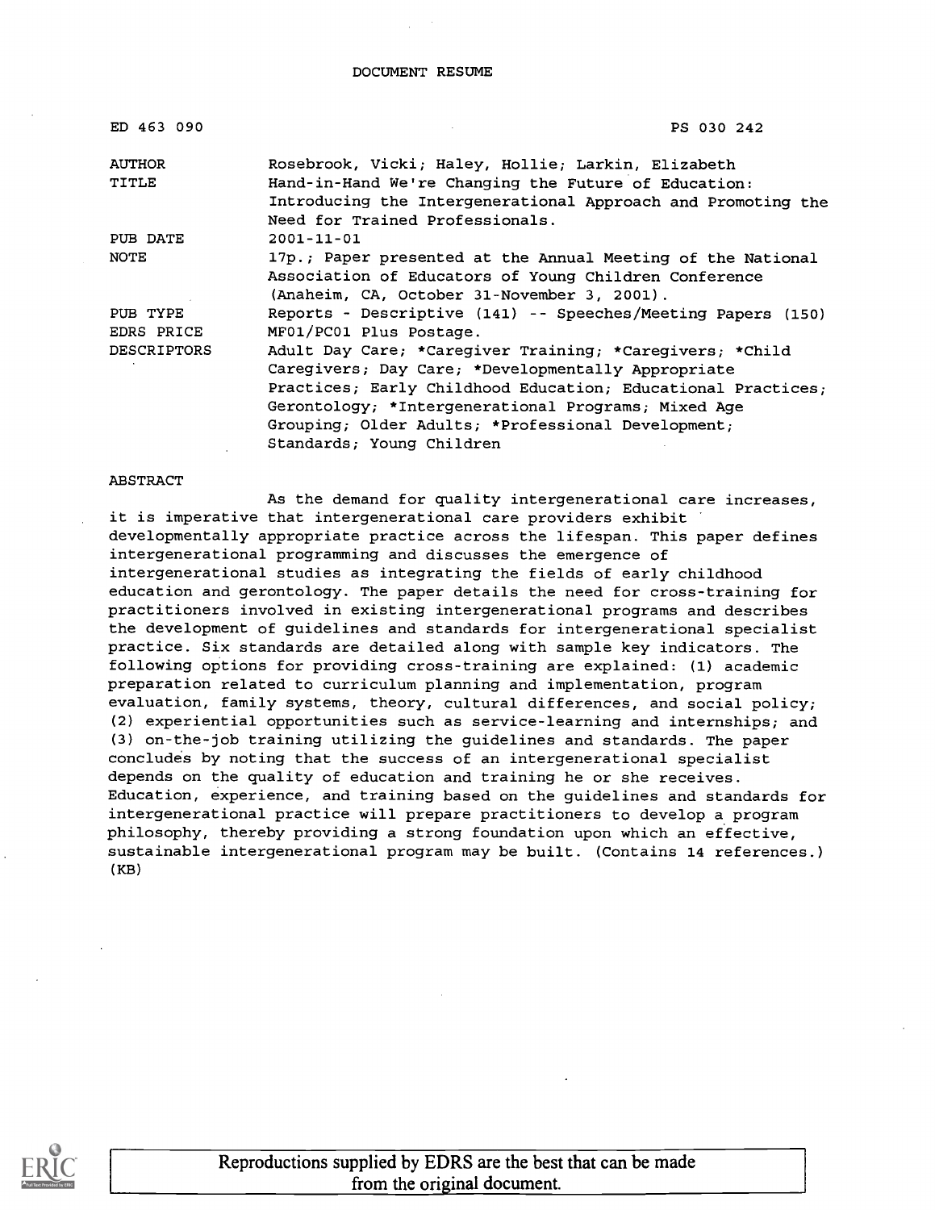DOCUMENT RESUME

| | |
|---|---|
| ED 463 090 | PS 030 242 |
| AUTHOR | Rosebrook, Vicki; Haley, Hollie; Larkin, Elizabeth |
| TITLE | Hand-in-Hand We're Changing the Future of Education: Introducing the Intergenerational Approach and Promoting the Need for Trained Professionals. |
| PUB DATE | 2001-11-01 |
| NOTE | 17p.; Paper presented at the Annual Meeting of the National Association of Educators of Young Children Conference (Anaheim, CA, October 31-November 3, 2001). |
| PUB TYPE | Reports - Descriptive (141) -- Speeches/Meeting Papers (150) |
| EDRS PRICE | MF01/PC01 Plus Postage. |
| DESCRIPTORS | Adult Day Care; *Caregiver Training; *Caregivers; *Child Caregivers; Day Care; *Developmentally Appropriate Practices; Early Childhood Education; Educational Practices; Gerontology; *Intergenerational Programs; Mixed Age Grouping; Older Adults; *Professional Development; Standards; Young Children |

ABSTRACT

As the demand for quality intergenerational care increases, it is imperative that intergenerational care providers exhibit developmentally appropriate practice across the lifespan. This paper defines intergenerational programming and discusses the emergence of intergenerational studies as integrating the fields of early childhood education and gerontology. The paper details the need for cross-training for practitioners involved in existing intergenerational programs and describes the development of guidelines and standards for intergenerational specialist practice. Six standards are detailed along with sample key indicators. The following options for providing cross-training are explained: (1) academic preparation related to curriculum planning and implementation, program evaluation, family systems, theory, cultural differences, and social policy; (2) experiential opportunities such as service-learning and internships; and (3) on-the-job training utilizing the guidelines and standards. The paper concludes by noting that the success of an intergenerational specialist depends on the quality of education and training he or she receives. Education, experience, and training based on the guidelines and standards for intergenerational practice will prepare practitioners to develop a program philosophy, thereby providing a strong foundation upon which an effective, sustainable intergenerational program may be built. (Contains 14 references.) (KB)

Reproductions supplied by EDRS are the best that can be made from the original document.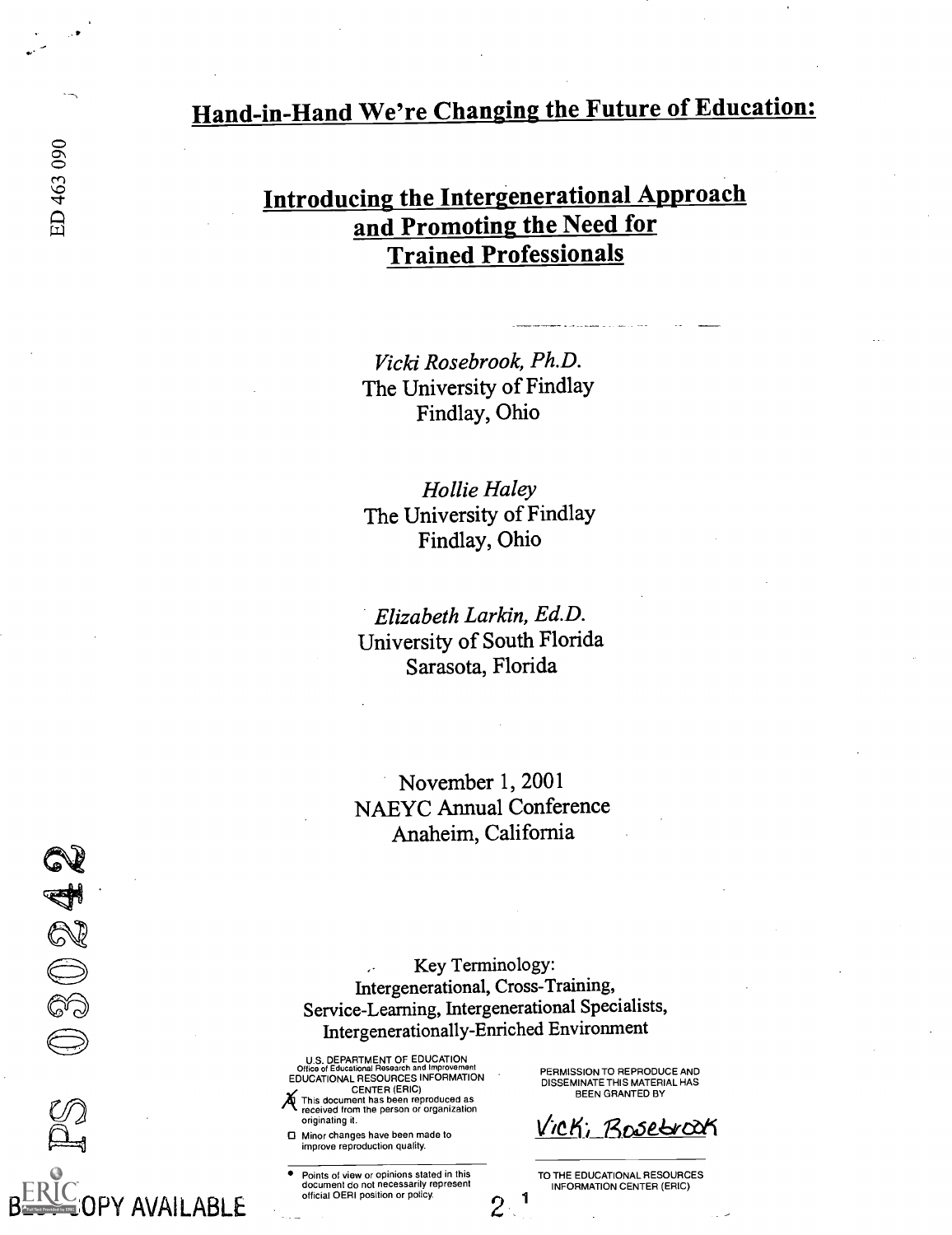ED 463 090

# Hand-in-Hand We're Changing the Future of Education:

## Introducing the Intergenerational Approach and Promoting the Need for Trained Professionals

*Vicki Rosebrook, Ph.D.*
The University of Findlay
Findlay, Ohio

*Hollie Haley*
The University of Findlay
Findlay, Ohio

*Elizabeth Larkin, Ed.D.*
University of South Florida
Sarasota, Florida

November 1, 2001
NAEYC Annual Conference
Anaheim, California

Key Terminology:
Intergenerational, Cross-Training, Service-Learning, Intergenerational Specialists, Intergenerationally-Enriched Environment

U.S. DEPARTMENT OF EDUCATION
Office of Educational Research and Improvement
EDUCATIONAL RESOURCES INFORMATION CENTER (ERIC)

- [X] This document has been reproduced as received from the person or organization originating it.
- [ ] Minor changes have been made to improve reproduction quality.

- Points of view or opinions stated in this document do not necessarily represent official OERI position or policy.

PERMISSION TO REPRODUCE AND DISSEMINATE THIS MATERIAL HAS BEEN GRANTED BY

Vicki Rosebrook

TO THE EDUCATIONAL RESOURCES INFORMATION CENTER (ERIC)

PS 030242

BEST COPY AVAILABLE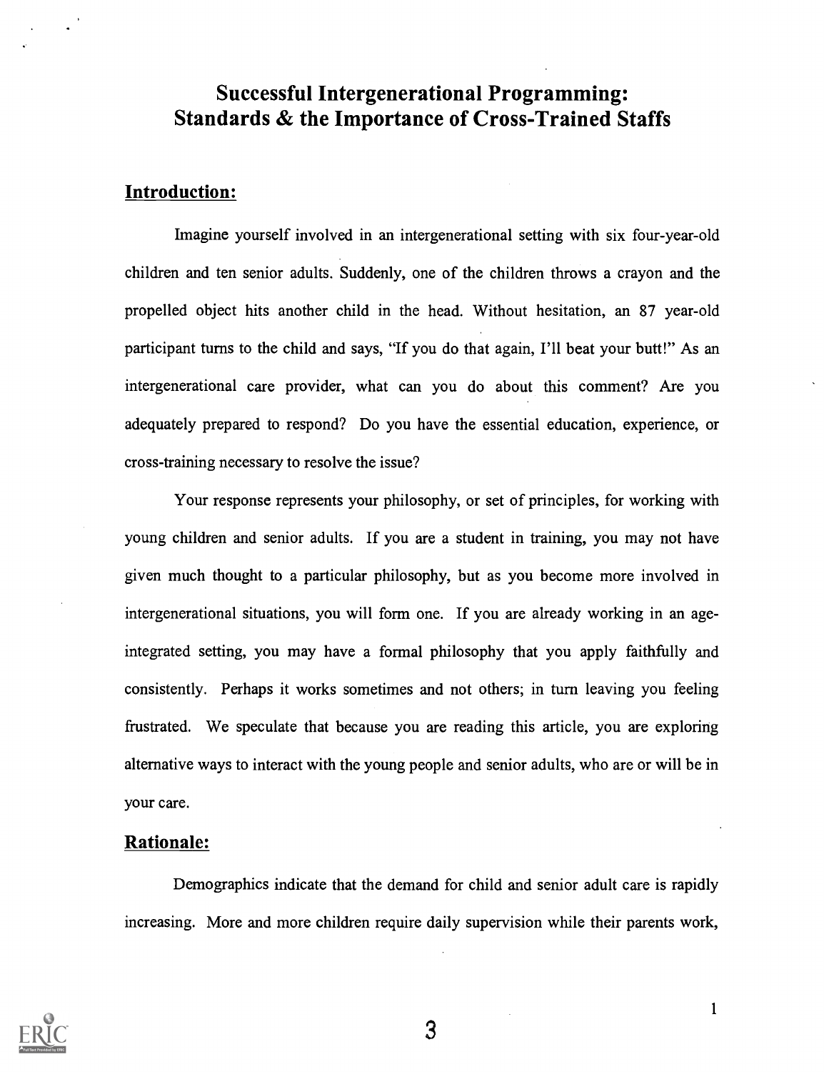# Successful Intergenerational Programming: Standards & the Importance of Cross-Trained Staffs

## Introduction:

Imagine yourself involved in an intergenerational setting with six four-year-old children and ten senior adults. Suddenly, one of the children throws a crayon and the propelled object hits another child in the head. Without hesitation, an 87 year-old participant turns to the child and says, "If you do that again, I'll beat your butt!" As an intergenerational care provider, what can you do about this comment? Are you adequately prepared to respond? Do you have the essential education, experience, or cross-training necessary to resolve the issue?

Your response represents your philosophy, or set of principles, for working with young children and senior adults. If you are a student in training, you may not have given much thought to a particular philosophy, but as you become more involved in intergenerational situations, you will form one. If you are already working in an age-integrated setting, you may have a formal philosophy that you apply faithfully and consistently. Perhaps it works sometimes and not others; in turn leaving you feeling frustrated. We speculate that because you are reading this article, you are exploring alternative ways to interact with the young people and senior adults, who are or will be in your care.

## Rationale:

Demographics indicate that the demand for child and senior adult care is rapidly increasing. More and more children require daily supervision while their parents work,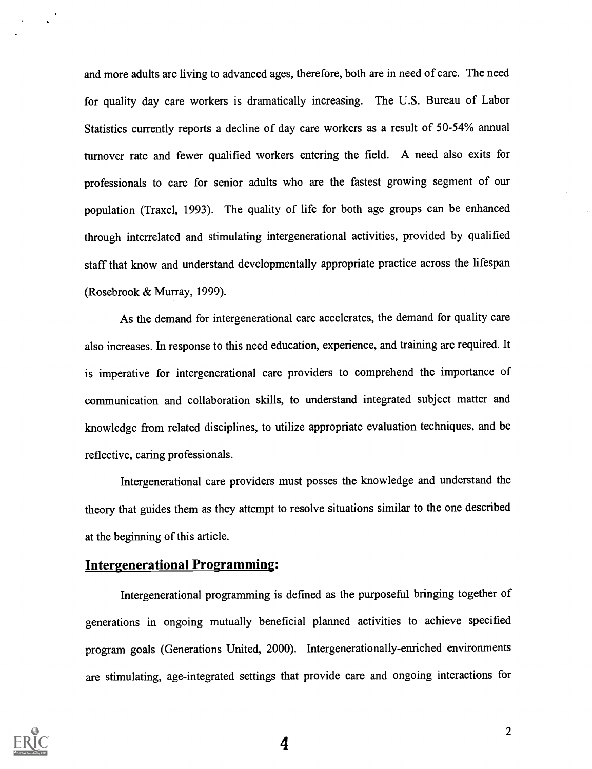and more adults are living to advanced ages, therefore, both are in need of care. The need for quality day care workers is dramatically increasing. The U.S. Bureau of Labor Statistics currently reports a decline of day care workers as a result of 50-54% annual turnover rate and fewer qualified workers entering the field. A need also exits for professionals to care for senior adults who are the fastest growing segment of our population (Traxel, 1993). The quality of life for both age groups can be enhanced through interrelated and stimulating intergenerational activities, provided by qualified staff that know and understand developmentally appropriate practice across the lifespan (Rosebrook & Murray, 1999).

As the demand for intergenerational care accelerates, the demand for quality care also increases. In response to this need education, experience, and training are required. It is imperative for intergenerational care providers to comprehend the importance of communication and collaboration skills, to understand integrated subject matter and knowledge from related disciplines, to utilize appropriate evaluation techniques, and be reflective, caring professionals.

Intergenerational care providers must posses the knowledge and understand the theory that guides them as they attempt to resolve situations similar to the one described at the beginning of this article.

## Intergenerational Programming:

Intergenerational programming is defined as the purposeful bringing together of generations in ongoing mutually beneficial planned activities to achieve specified program goals (Generations United, 2000). Intergenerationally-enriched environments are stimulating, age-integrated settings that provide care and ongoing interactions for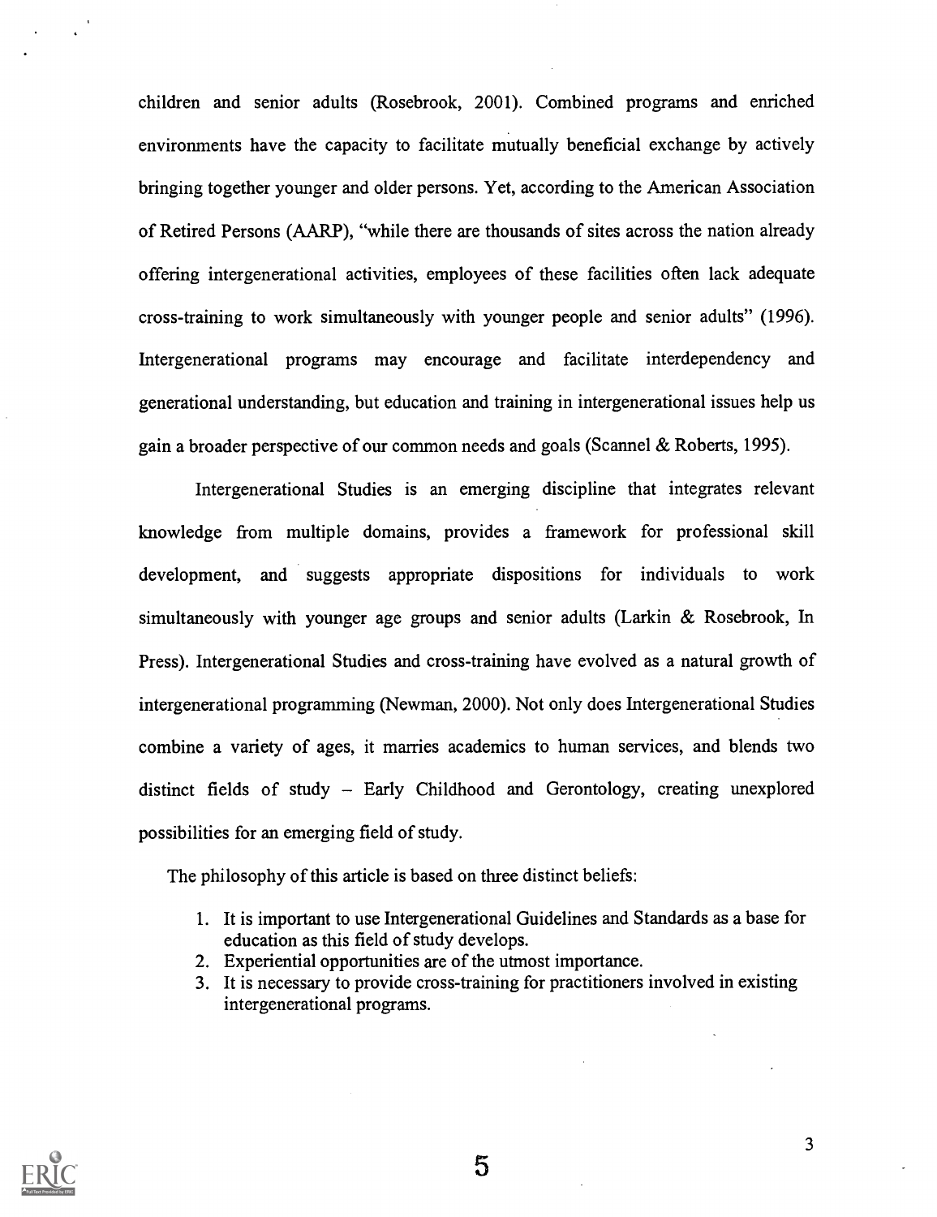children and senior adults (Rosebrook, 2001). Combined programs and enriched environments have the capacity to facilitate mutually beneficial exchange by actively bringing together younger and older persons. Yet, according to the American Association of Retired Persons (AARP), "while there are thousands of sites across the nation already offering intergenerational activities, employees of these facilities often lack adequate cross-training to work simultaneously with younger people and senior adults" (1996). Intergenerational programs may encourage and facilitate interdependency and generational understanding, but education and training in intergenerational issues help us gain a broader perspective of our common needs and goals (Scannel & Roberts, 1995).

Intergenerational Studies is an emerging discipline that integrates relevant knowledge from multiple domains, provides a framework for professional skill development, and suggests appropriate dispositions for individuals to work simultaneously with younger age groups and senior adults (Larkin & Rosebrook, In Press). Intergenerational Studies and cross-training have evolved as a natural growth of intergenerational programming (Newman, 2000). Not only does Intergenerational Studies combine a variety of ages, it marries academics to human services, and blends two distinct fields of study – Early Childhood and Gerontology, creating unexplored possibilities for an emerging field of study.

The philosophy of this article is based on three distinct beliefs:

1. It is important to use Intergenerational Guidelines and Standards as a base for education as this field of study develops.
2. Experiential opportunities are of the utmost importance.
3. It is necessary to provide cross-training for practitioners involved in existing intergenerational programs.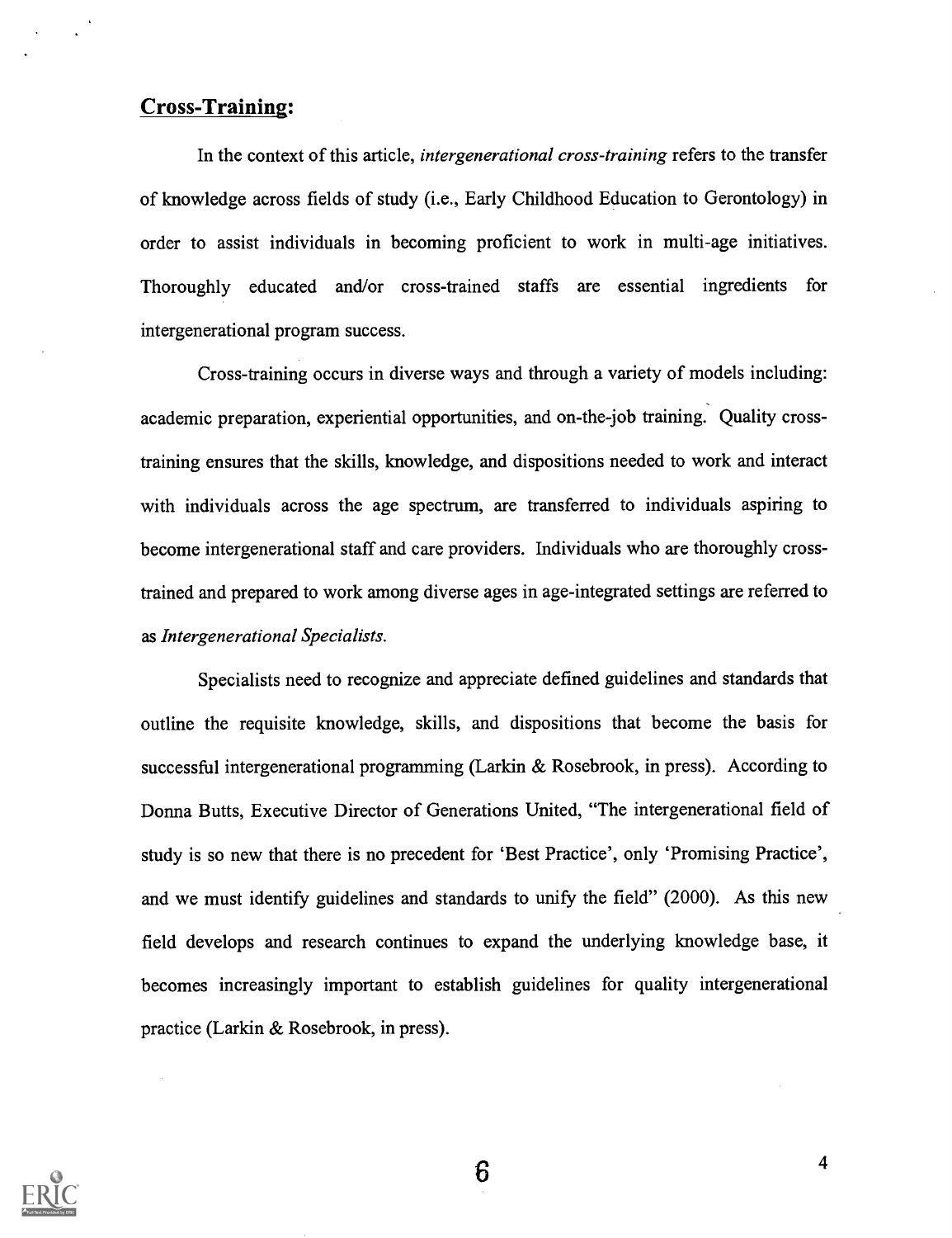## Cross-Training:

In the context of this article, *intergenerational cross-training* refers to the transfer of knowledge across fields of study (i.e., Early Childhood Education to Gerontology) in order to assist individuals in becoming proficient to work in multi-age initiatives. Thoroughly educated and/or cross-trained staffs are essential ingredients for intergenerational program success.

Cross-training occurs in diverse ways and through a variety of models including: academic preparation, experiential opportunities, and on-the-job training. Quality cross-training ensures that the skills, knowledge, and dispositions needed to work and interact with individuals across the age spectrum, are transferred to individuals aspiring to become intergenerational staff and care providers. Individuals who are thoroughly cross-trained and prepared to work among diverse ages in age-integrated settings are referred to as *Intergenerational Specialists.*

Specialists need to recognize and appreciate defined guidelines and standards that outline the requisite knowledge, skills, and dispositions that become the basis for successful intergenerational programming (Larkin & Rosebrook, in press). According to Donna Butts, Executive Director of Generations United, "The intergenerational field of study is so new that there is no precedent for 'Best Practice', only 'Promising Practice', and we must identify guidelines and standards to unify the field" (2000). As this new field develops and research continues to expand the underlying knowledge base, it becomes increasingly important to establish guidelines for quality intergenerational practice (Larkin & Rosebrook, in press).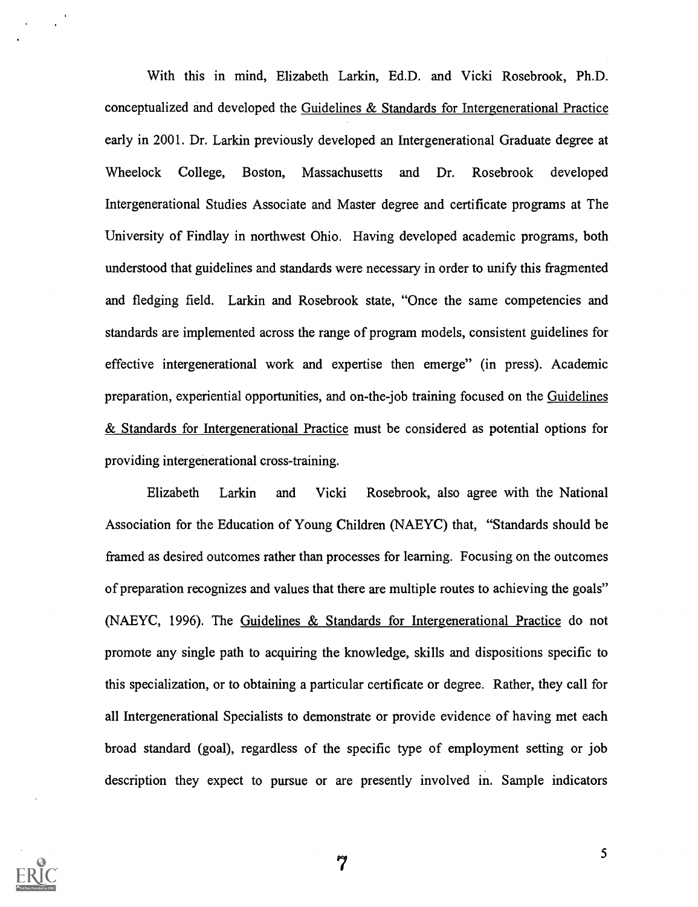With this in mind, Elizabeth Larkin, Ed.D. and Vicki Rosebrook, Ph.D. conceptualized and developed the Guidelines & Standards for Intergenerational Practice early in 2001. Dr. Larkin previously developed an Intergenerational Graduate degree at Wheelock College, Boston, Massachusetts and Dr. Rosebrook developed Intergenerational Studies Associate and Master degree and certificate programs at The University of Findlay in northwest Ohio. Having developed academic programs, both understood that guidelines and standards were necessary in order to unify this fragmented and fledging field. Larkin and Rosebrook state, "Once the same competencies and standards are implemented across the range of program models, consistent guidelines for effective intergenerational work and expertise then emerge" (in press). Academic preparation, experiential opportunities, and on-the-job training focused on the Guidelines & Standards for Intergenerational Practice must be considered as potential options for providing intergenerational cross-training.

Elizabeth Larkin and Vicki Rosebrook, also agree with the National Association for the Education of Young Children (NAEYC) that, "Standards should be framed as desired outcomes rather than processes for learning. Focusing on the outcomes of preparation recognizes and values that there are multiple routes to achieving the goals" (NAEYC, 1996). The Guidelines & Standards for Intergenerational Practice do not promote any single path to acquiring the knowledge, skills and dispositions specific to this specialization, or to obtaining a particular certificate or degree. Rather, they call for all Intergenerational Specialists to demonstrate or provide evidence of having met each broad standard (goal), regardless of the specific type of employment setting or job description they expect to pursue or are presently involved in. Sample indicators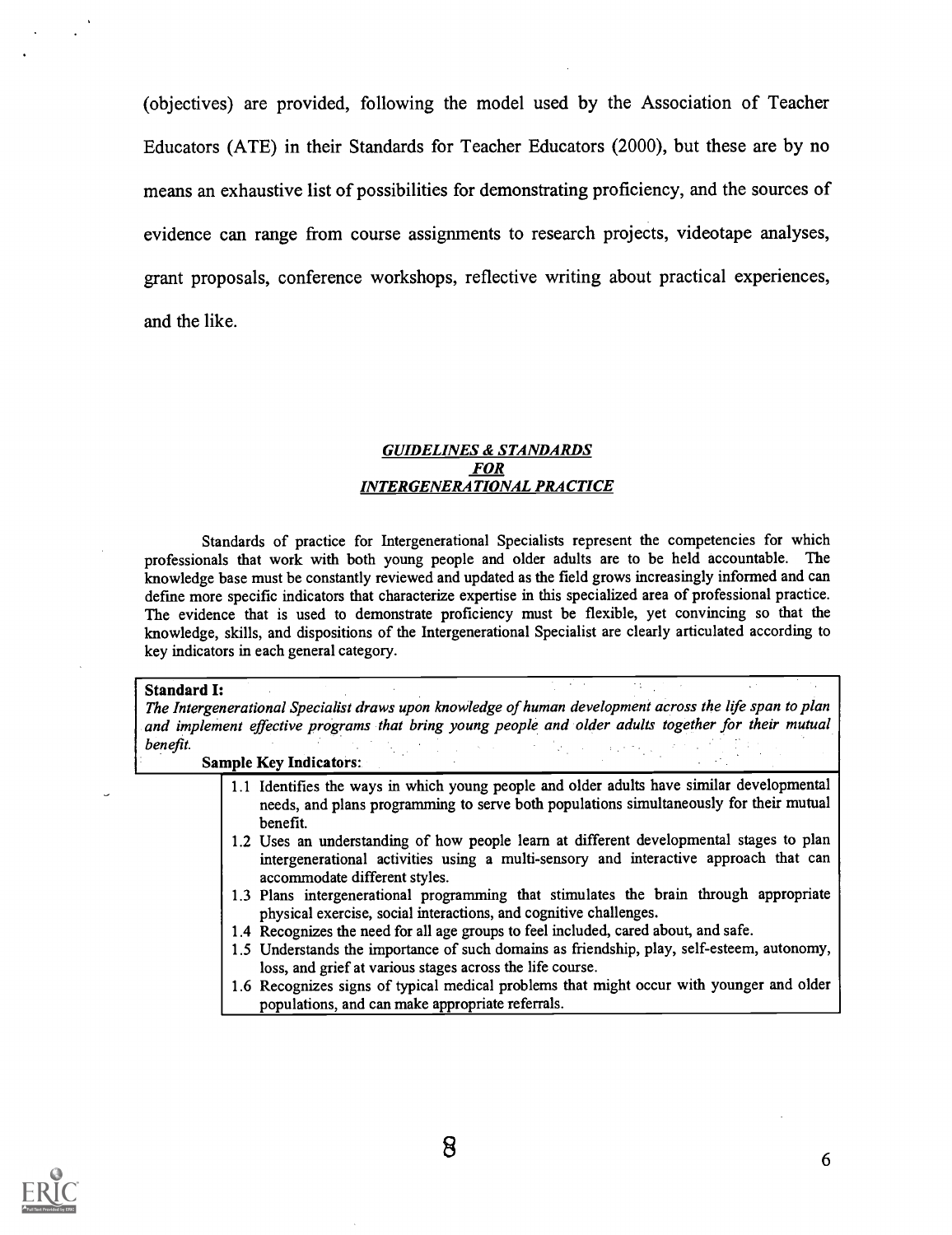(objectives) are provided, following the model used by the Association of Teacher Educators (ATE) in their Standards for Teacher Educators (2000), but these are by no means an exhaustive list of possibilities for demonstrating proficiency, and the sources of evidence can range from course assignments to research projects, videotape analyses, grant proposals, conference workshops, reflective writing about practical experiences, and the like.

## *GUIDELINES & STANDARDS FOR INTERGENERATIONAL PRACTICE*

Standards of practice for Intergenerational Specialists represent the competencies for which professionals that work with both young people and older adults are to be held accountable. The knowledge base must be constantly reviewed and updated as the field grows increasingly informed and can define more specific indicators that characterize expertise in this specialized area of professional practice. The evidence that is used to demonstrate proficiency must be flexible, yet convincing so that the knowledge, skills, and dispositions of the Intergenerational Specialist are clearly articulated according to key indicators in each general category.

**Standard I:**
*The Intergenerational Specialist draws upon knowledge of human development across the life span to plan and implement effective programs that bring young people and older adults together for their mutual benefit.*

**Sample Key Indicators:**

- 1.1 Identifies the ways in which young people and older adults have similar developmental needs, and plans programming to serve both populations simultaneously for their mutual benefit.
- 1.2 Uses an understanding of how people learn at different developmental stages to plan intergenerational activities using a multi-sensory and interactive approach that can accommodate different styles.
- 1.3 Plans intergenerational programming that stimulates the brain through appropriate physical exercise, social interactions, and cognitive challenges.
- 1.4 Recognizes the need for all age groups to feel included, cared about, and safe.
- 1.5 Understands the importance of such domains as friendship, play, self-esteem, autonomy, loss, and grief at various stages across the life course.
- 1.6 Recognizes signs of typical medical problems that might occur with younger and older populations, and can make appropriate referrals.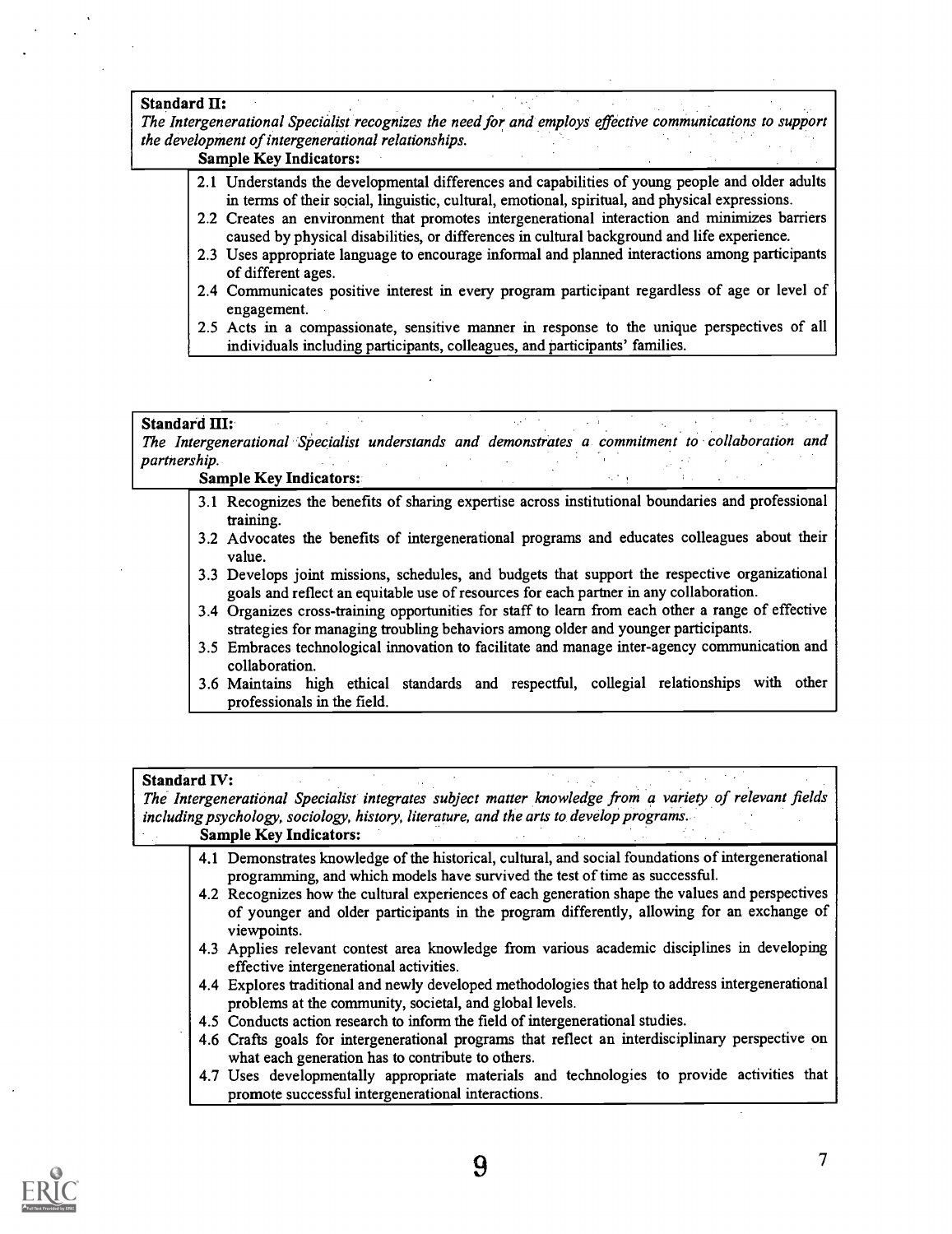**Standard II:**
*The Intergenerational Specialist recognizes the need for and employs effective communications to support the development of intergenerational relationships.*

**Sample Key Indicators:**

2.1 Understands the developmental differences and capabilities of young people and older adults in terms of their social, linguistic, cultural, emotional, spiritual, and physical expressions.
2.2 Creates an environment that promotes intergenerational interaction and minimizes barriers caused by physical disabilities, or differences in cultural background and life experience.
2.3 Uses appropriate language to encourage informal and planned interactions among participants of different ages.
2.4 Communicates positive interest in every program participant regardless of age or level of engagement.
2.5 Acts in a compassionate, sensitive manner in response to the unique perspectives of all individuals including participants, colleagues, and participants' families.

**Standard III:**
*The Intergenerational Specialist understands and demonstrates a commitment to collaboration and partnership.*

**Sample Key Indicators:**

3.1 Recognizes the benefits of sharing expertise across institutional boundaries and professional training.
3.2 Advocates the benefits of intergenerational programs and educates colleagues about their value.
3.3 Develops joint missions, schedules, and budgets that support the respective organizational goals and reflect an equitable use of resources for each partner in any collaboration.
3.4 Organizes cross-training opportunities for staff to learn from each other a range of effective strategies for managing troubling behaviors among older and younger participants.
3.5 Embraces technological innovation to facilitate and manage inter-agency communication and collaboration.
3.6 Maintains high ethical standards and respectful, collegial relationships with other professionals in the field.

**Standard IV:**
*The Intergenerational Specialist integrates subject matter knowledge from a variety of relevant fields including psychology, sociology, history, literature, and the arts to develop programs.*

**Sample Key Indicators:**

4.1 Demonstrates knowledge of the historical, cultural, and social foundations of intergenerational programming, and which models have survived the test of time as successful.
4.2 Recognizes how the cultural experiences of each generation shape the values and perspectives of younger and older participants in the program differently, allowing for an exchange of viewpoints.
4.3 Applies relevant contest area knowledge from various academic disciplines in developing effective intergenerational activities.
4.4 Explores traditional and newly developed methodologies that help to address intergenerational problems at the community, societal, and global levels.
4.5 Conducts action research to inform the field of intergenerational studies.
4.6 Crafts goals for intergenerational programs that reflect an interdisciplinary perspective on what each generation has to contribute to others.
4.7 Uses developmentally appropriate materials and technologies to provide activities that promote successful intergenerational interactions.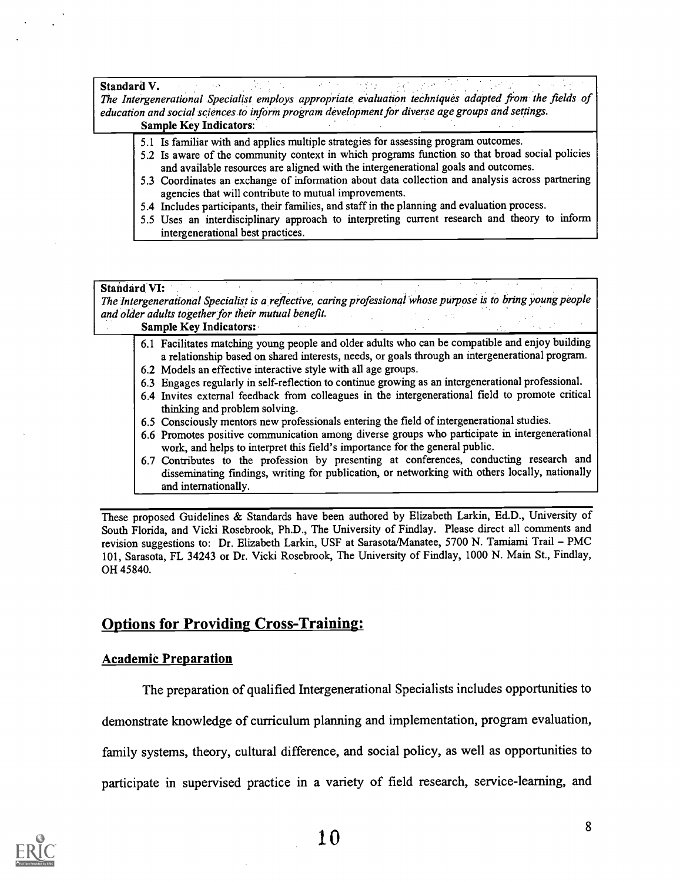**Standard V.**

*The Intergenerational Specialist employs appropriate evaluation techniques adapted from the fields of education and social sciences to inform program development for diverse age groups and settings.*

**Sample Key Indicators:**

- 5.1 Is familiar with and applies multiple strategies for assessing program outcomes.
- 5.2 Is aware of the community context in which programs function so that broad social policies and available resources are aligned with the intergenerational goals and outcomes.
- 5.3 Coordinates an exchange of information about data collection and analysis across partnering agencies that will contribute to mutual improvements.
- 5.4 Includes participants, their families, and staff in the planning and evaluation process.
- 5.5 Uses an interdisciplinary approach to interpreting current research and theory to inform intergenerational best practices.

**Standard VI:**

*The Intergenerational Specialist is a reflective, caring professional whose purpose is to bring young people and older adults together for their mutual benefit.*

**Sample Key Indicators:**

- 6.1 Facilitates matching young people and older adults who can be compatible and enjoy building a relationship based on shared interests, needs, or goals through an intergenerational program.
- 6.2 Models an effective interactive style with all age groups.
- 6.3 Engages regularly in self-reflection to continue growing as an intergenerational professional.
- 6.4 Invites external feedback from colleagues in the intergenerational field to promote critical thinking and problem solving.
- 6.5 Consciously mentors new professionals entering the field of intergenerational studies.
- 6.6 Promotes positive communication among diverse groups who participate in intergenerational work, and helps to interpret this field's importance for the general public.
- 6.7 Contributes to the profession by presenting at conferences, conducting research and disseminating findings, writing for publication, or networking with others locally, nationally and internationally.

---

These proposed Guidelines & Standards have been authored by Elizabeth Larkin, Ed.D., University of South Florida, and Vicki Rosebrook, Ph.D., The University of Findlay. Please direct all comments and revision suggestions to: Dr. Elizabeth Larkin, USF at Sarasota/Manatee, 5700 N. Tamiami Trail – PMC 101, Sarasota, FL 34243 or Dr. Vicki Rosebrook, The University of Findlay, 1000 N. Main St., Findlay, OH 45840.

## Options for Providing Cross-Training:

### Academic Preparation

The preparation of qualified Intergenerational Specialists includes opportunities to demonstrate knowledge of curriculum planning and implementation, program evaluation, family systems, theory, cultural difference, and social policy, as well as opportunities to participate in supervised practice in a variety of field research, service-learning, and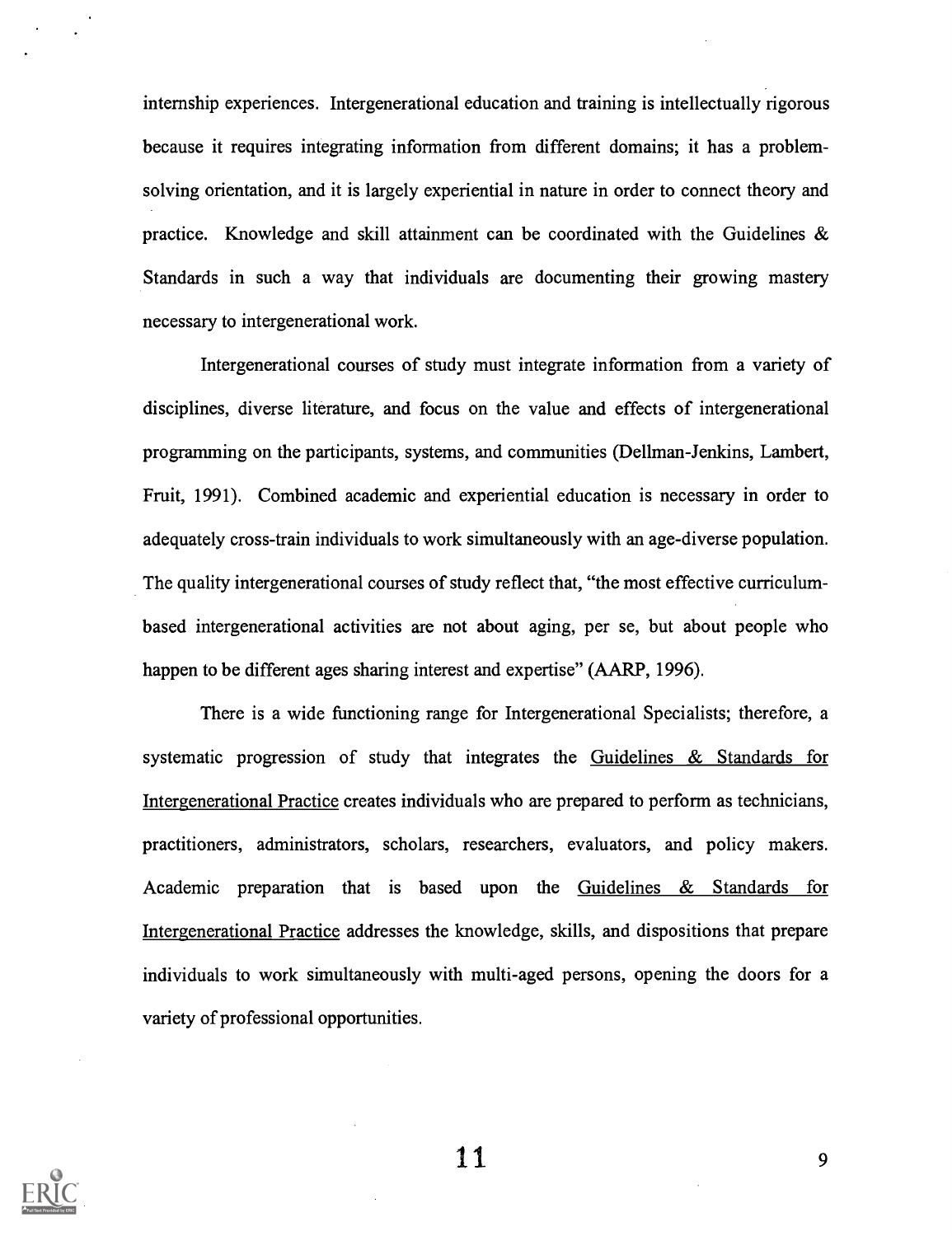internship experiences. Intergenerational education and training is intellectually rigorous because it requires integrating information from different domains; it has a problem-solving orientation, and it is largely experiential in nature in order to connect theory and practice. Knowledge and skill attainment can be coordinated with the Guidelines & Standards in such a way that individuals are documenting their growing mastery necessary to intergenerational work.

Intergenerational courses of study must integrate information from a variety of disciplines, diverse literature, and focus on the value and effects of intergenerational programming on the participants, systems, and communities (Dellman-Jenkins, Lambert, Fruit, 1991). Combined academic and experiential education is necessary in order to adequately cross-train individuals to work simultaneously with an age-diverse population. The quality intergenerational courses of study reflect that, "the most effective curriculum-based intergenerational activities are not about aging, per se, but about people who happen to be different ages sharing interest and expertise" (AARP, 1996).

There is a wide functioning range for Intergenerational Specialists; therefore, a systematic progression of study that integrates the Guidelines & Standards for Intergenerational Practice creates individuals who are prepared to perform as technicians, practitioners, administrators, scholars, researchers, evaluators, and policy makers. Academic preparation that is based upon the Guidelines & Standards for Intergenerational Practice addresses the knowledge, skills, and dispositions that prepare individuals to work simultaneously with multi-aged persons, opening the doors for a variety of professional opportunities.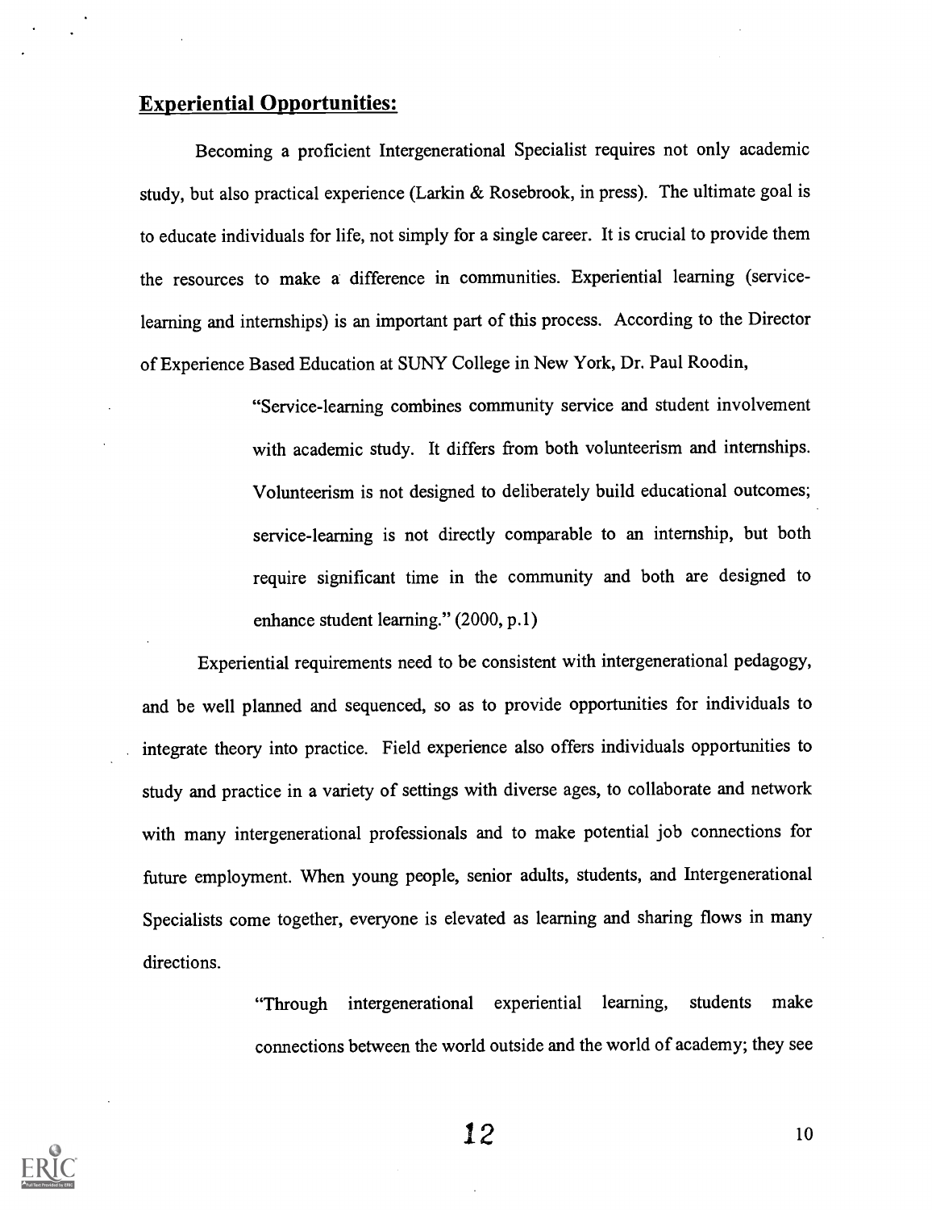## **Experiential Opportunities:**

Becoming a proficient Intergenerational Specialist requires not only academic study, but also practical experience (Larkin & Rosebrook, in press). The ultimate goal is to educate individuals for life, not simply for a single career. It is crucial to provide them the resources to make a difference in communities. Experiential learning (service-learning and internships) is an important part of this process. According to the Director of Experience Based Education at SUNY College in New York, Dr. Paul Roodin,

> "Service-learning combines community service and student involvement with academic study. It differs from both volunteerism and internships. Volunteerism is not designed to deliberately build educational outcomes; service-learning is not directly comparable to an internship, but both require significant time in the community and both are designed to enhance student learning." (2000, p.1)

Experiential requirements need to be consistent with intergenerational pedagogy, and be well planned and sequenced, so as to provide opportunities for individuals to integrate theory into practice. Field experience also offers individuals opportunities to study and practice in a variety of settings with diverse ages, to collaborate and network with many intergenerational professionals and to make potential job connections for future employment. When young people, senior adults, students, and Intergenerational Specialists come together, everyone is elevated as learning and sharing flows in many directions.

> "Through intergenerational experiential learning, students make connections between the world outside and the world of academy; they see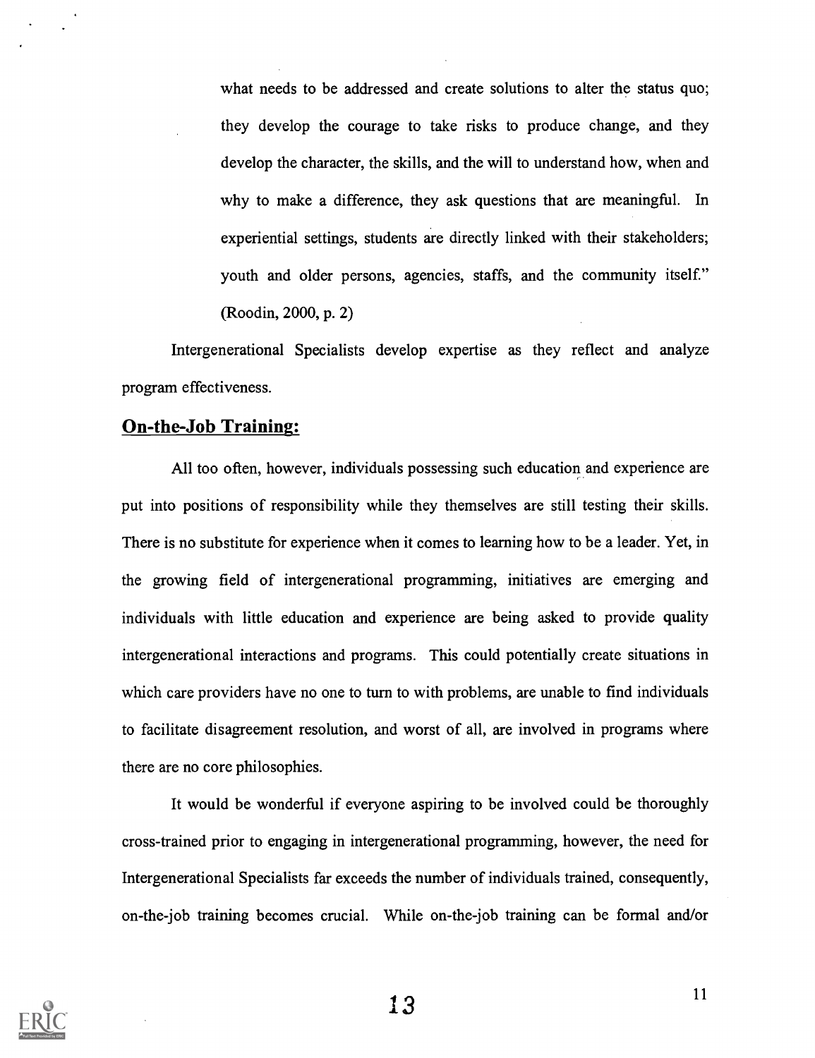what needs to be addressed and create solutions to alter the status quo; they develop the courage to take risks to produce change, and they develop the character, the skills, and the will to understand how, when and why to make a difference, they ask questions that are meaningful. In experiential settings, students are directly linked with their stakeholders; youth and older persons, agencies, staffs, and the community itself." (Roodin, 2000, p. 2)

Intergenerational Specialists develop expertise as they reflect and analyze program effectiveness.

## On-the-Job Training:

All too often, however, individuals possessing such education and experience are put into positions of responsibility while they themselves are still testing their skills. There is no substitute for experience when it comes to learning how to be a leader. Yet, in the growing field of intergenerational programming, initiatives are emerging and individuals with little education and experience are being asked to provide quality intergenerational interactions and programs. This could potentially create situations in which care providers have no one to turn to with problems, are unable to find individuals to facilitate disagreement resolution, and worst of all, are involved in programs where there are no core philosophies.

It would be wonderful if everyone aspiring to be involved could be thoroughly cross-trained prior to engaging in intergenerational programming, however, the need for Intergenerational Specialists far exceeds the number of individuals trained, consequently, on-the-job training becomes crucial. While on-the-job training can be formal and/or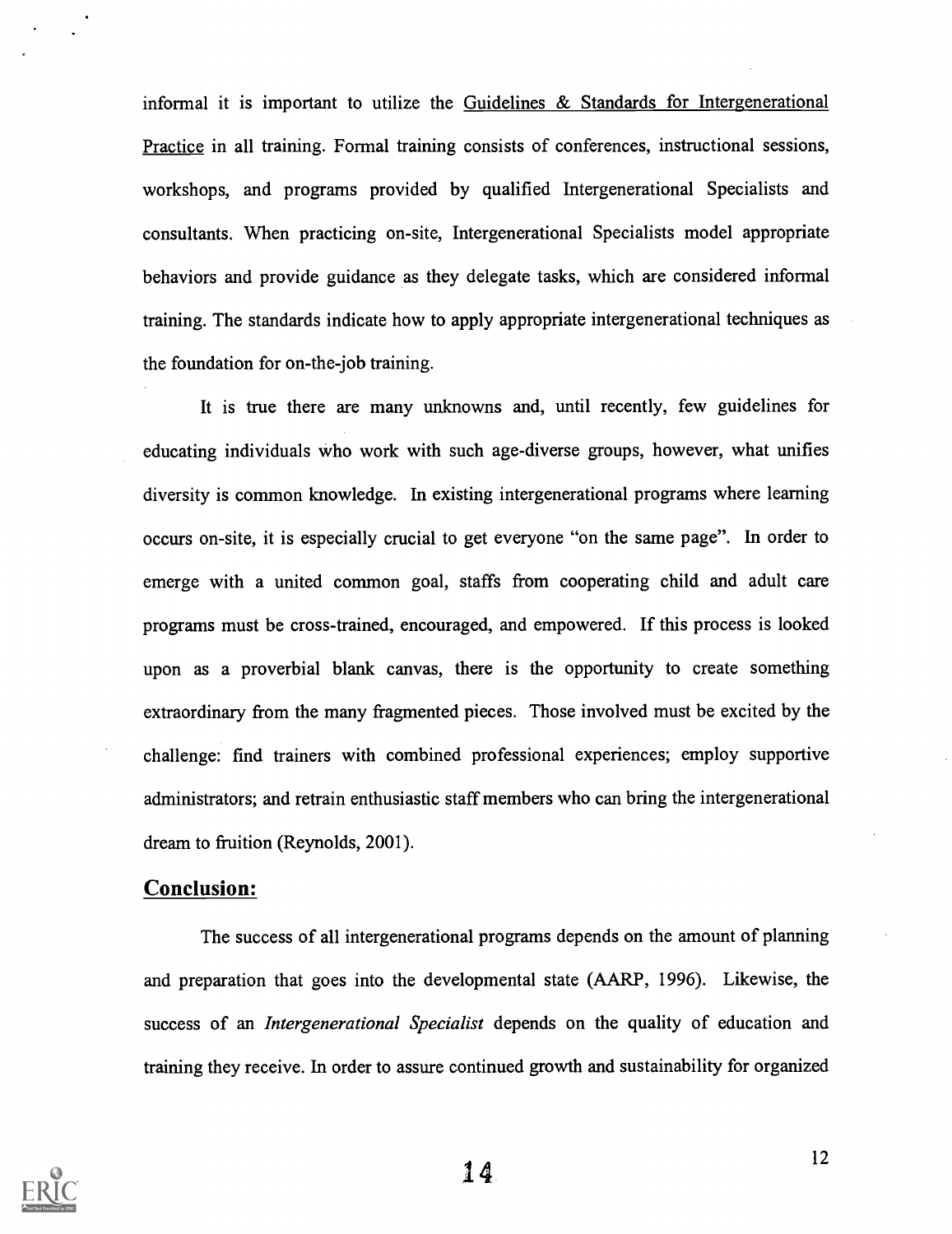informal it is important to utilize the Guidelines & Standards for Intergenerational Practice in all training. Formal training consists of conferences, instructional sessions, workshops, and programs provided by qualified Intergenerational Specialists and consultants. When practicing on-site, Intergenerational Specialists model appropriate behaviors and provide guidance as they delegate tasks, which are considered informal training. The standards indicate how to apply appropriate intergenerational techniques as the foundation for on-the-job training.

It is true there are many unknowns and, until recently, few guidelines for educating individuals who work with such age-diverse groups, however, what unifies diversity is common knowledge. In existing intergenerational programs where learning occurs on-site, it is especially crucial to get everyone "on the same page". In order to emerge with a united common goal, staffs from cooperating child and adult care programs must be cross-trained, encouraged, and empowered. If this process is looked upon as a proverbial blank canvas, there is the opportunity to create something extraordinary from the many fragmented pieces. Those involved must be excited by the challenge: find trainers with combined professional experiences; employ supportive administrators; and retrain enthusiastic staff members who can bring the intergenerational dream to fruition (Reynolds, 2001).

## Conclusion:

The success of all intergenerational programs depends on the amount of planning and preparation that goes into the developmental state (AARP, 1996). Likewise, the success of an *Intergenerational Specialist* depends on the quality of education and training they receive. In order to assure continued growth and sustainability for organized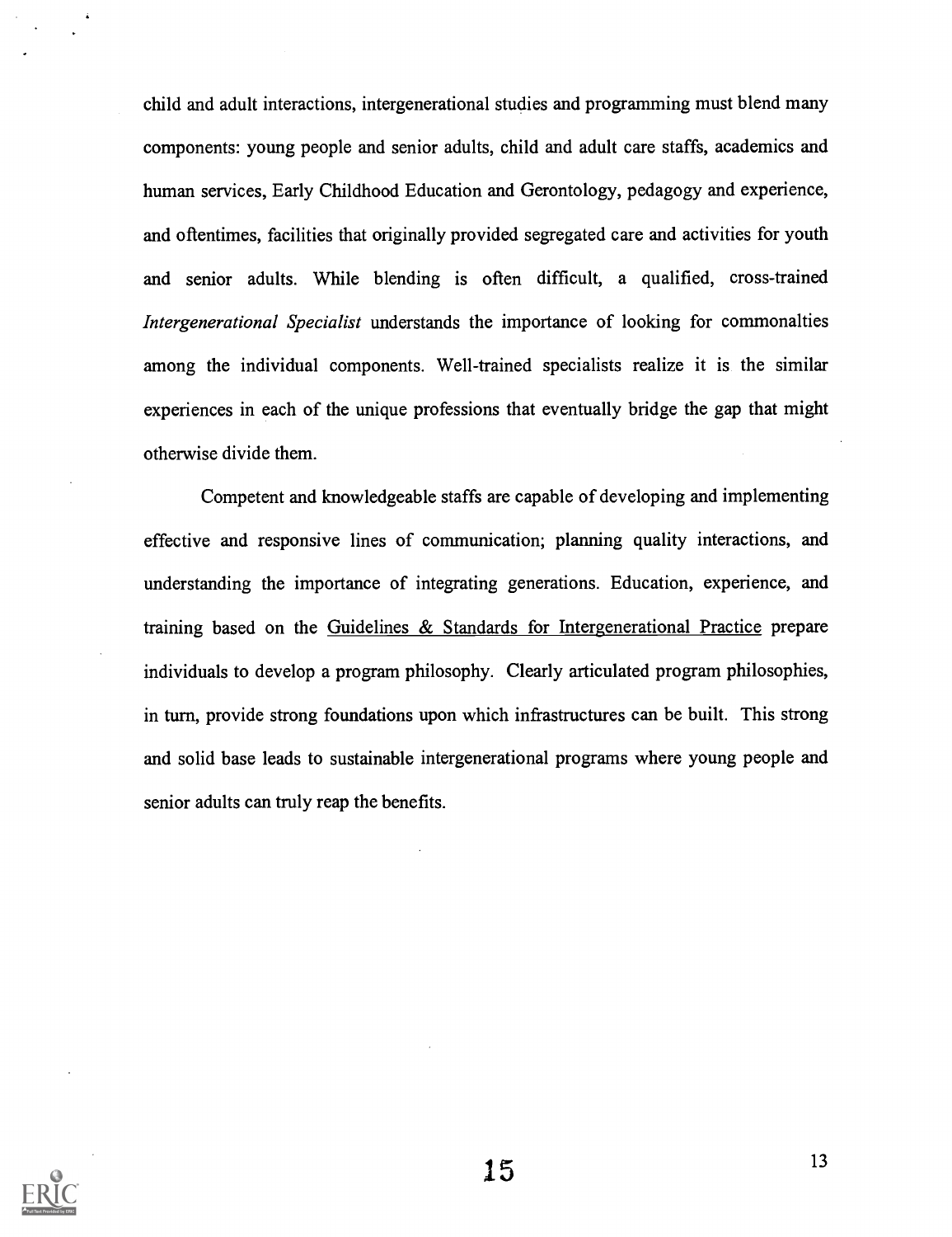child and adult interactions, intergenerational studies and programming must blend many components: young people and senior adults, child and adult care staffs, academics and human services, Early Childhood Education and Gerontology, pedagogy and experience, and oftentimes, facilities that originally provided segregated care and activities for youth and senior adults. While blending is often difficult, a qualified, cross-trained *Intergenerational Specialist* understands the importance of looking for commonalties among the individual components. Well-trained specialists realize it is the similar experiences in each of the unique professions that eventually bridge the gap that might otherwise divide them.

Competent and knowledgeable staffs are capable of developing and implementing effective and responsive lines of communication; planning quality interactions, and understanding the importance of integrating generations. Education, experience, and training based on the Guidelines & Standards for Intergenerational Practice prepare individuals to develop a program philosophy. Clearly articulated program philosophies, in turn, provide strong foundations upon which infrastructures can be built. This strong and solid base leads to sustainable intergenerational programs where young people and senior adults can truly reap the benefits.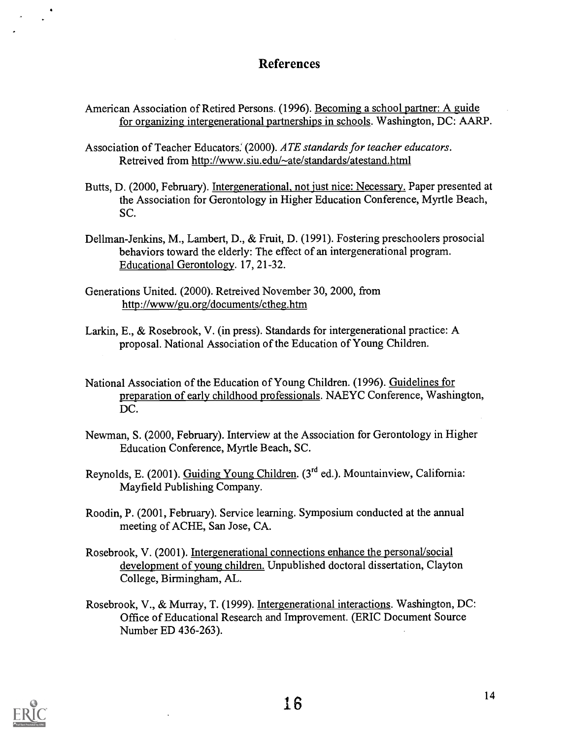## References

American Association of Retired Persons. (1996). Becoming a school partner: A guide for organizing intergenerational partnerships in schools. Washington, DC: AARP.

Association of Teacher Educators. (2000). *ATE standards for teacher educators*. Retreived from http://www.siu.edu/~ate/standards/atestand.html

Butts, D. (2000, February). Intergenerational, not just nice: Necessary. Paper presented at the Association for Gerontology in Higher Education Conference, Myrtle Beach, SC.

Dellman-Jenkins, M., Lambert, D., & Fruit, D. (1991). Fostering preschoolers prosocial behaviors toward the elderly: The effect of an intergenerational program. Educational Gerontology. 17, 21-32.

Generations United. (2000). Retreived November 30, 2000, from http://www/gu.org/documents/ctheg.htm

Larkin, E., & Rosebrook, V. (in press). Standards for intergenerational practice: A proposal. National Association of the Education of Young Children.

National Association of the Education of Young Children. (1996). Guidelines for preparation of early childhood professionals. NAEYC Conference, Washington, DC.

Newman, S. (2000, February). Interview at the Association for Gerontology in Higher Education Conference, Myrtle Beach, SC.

Reynolds, E. (2001). Guiding Young Children. (3rd ed.). Mountainview, California: Mayfield Publishing Company.

Roodin, P. (2001, February). Service learning. Symposium conducted at the annual meeting of ACHE, San Jose, CA.

Rosebrook, V. (2001). Intergenerational connections enhance the personal/social development of young children. Unpublished doctoral dissertation, Clayton College, Birmingham, AL.

Rosebrook, V., & Murray, T. (1999). Intergenerational interactions. Washington, DC: Office of Educational Research and Improvement. (ERIC Document Source Number ED 436-263).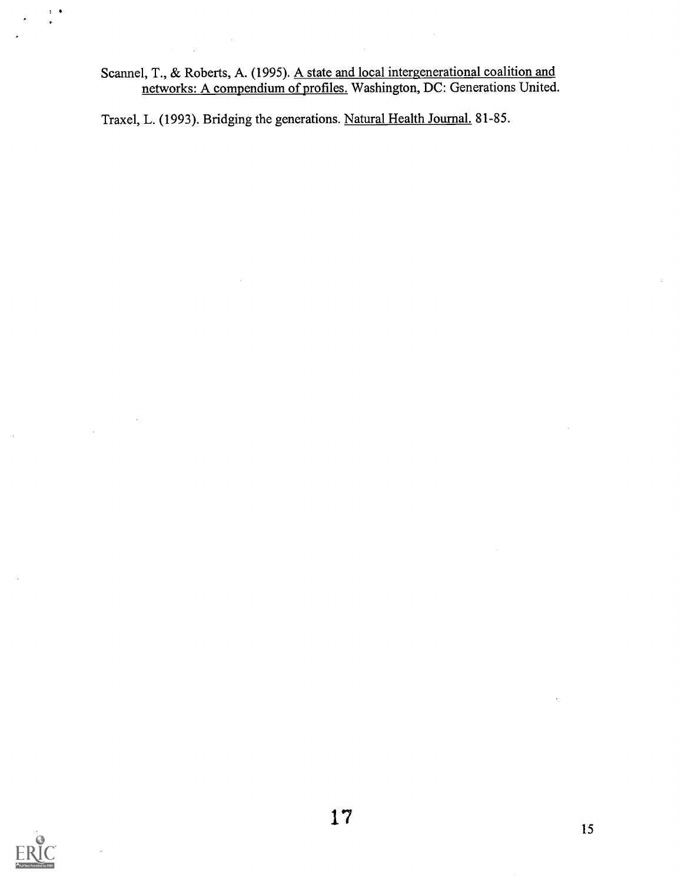Scannel, T., & Roberts, A. (1995). A state and local intergenerational coalition and networks: A compendium of profiles. Washington, DC: Generations United.

Traxel, L. (1993). Bridging the generations. Natural Health Journal. 81-85.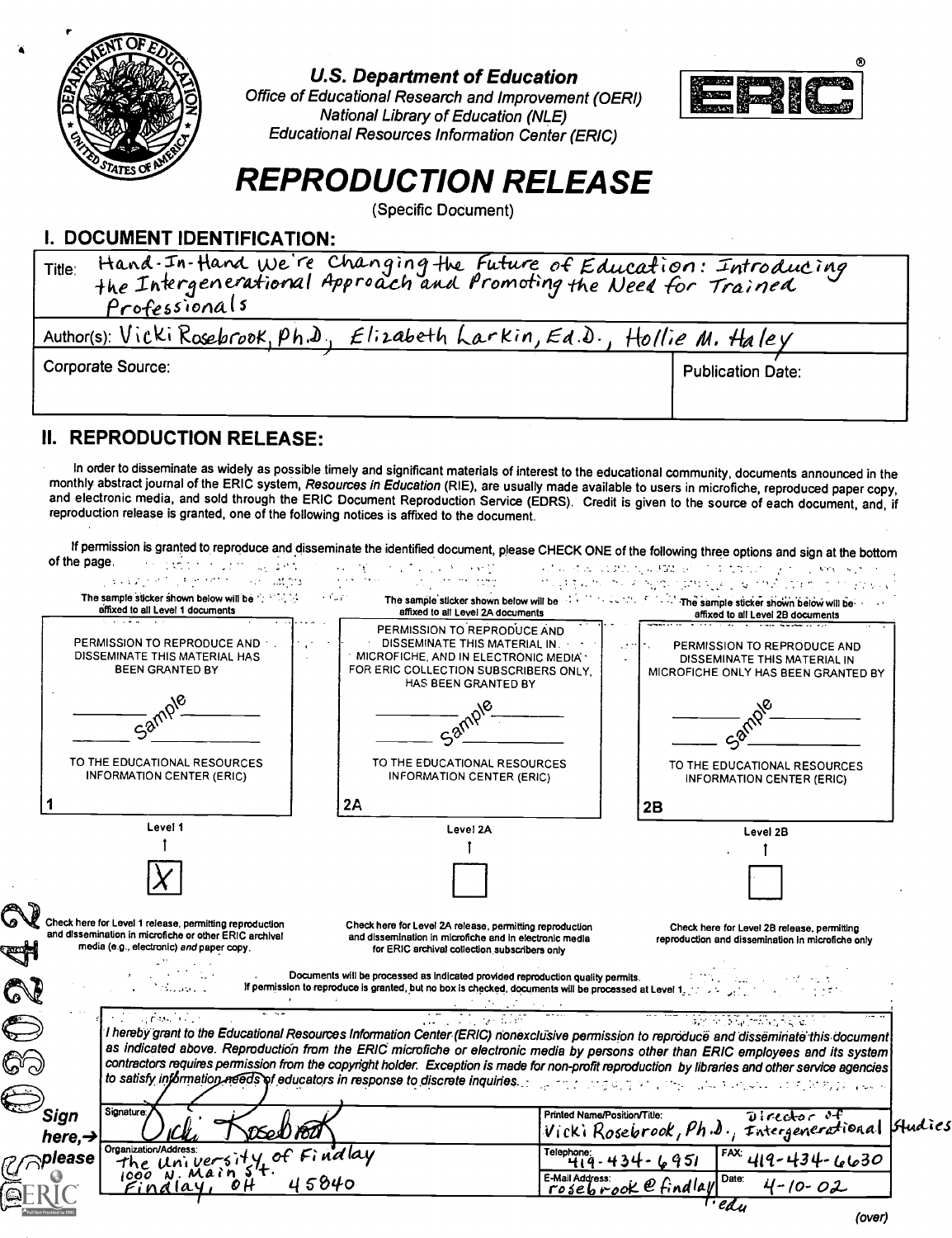# U.S. Department of Education

Office of Educational Research and Improvement (OERI)
National Library of Education (NLE)
Educational Resources Information Center (ERIC)

# REPRODUCTION RELEASE

(Specific Document)

## I. DOCUMENT IDENTIFICATION:

| | |
|---|---|
| Title: Hand-In-Hand We're Changing the Future of Education: Introducing the Intergenerational Approach and Promoting the Need for Trained Professionals | |
| Author(s): Vicki Rosebrook, Ph.D., Elizabeth Larkin, Ed.D., Hollie M. Haley | |
| Corporate Source: | Publication Date: |

## II. REPRODUCTION RELEASE:

In order to disseminate as widely as possible timely and significant materials of interest to the educational community, documents announced in the monthly abstract journal of the ERIC system, *Resources in Education* (RIE), are usually made available to users in microfiche, reproduced paper copy, and electronic media, and sold through the ERIC Document Reproduction Service (EDRS). Credit is given to the source of each document, and, if reproduction release is granted, one of the following notices is affixed to the document.

If permission is granted to reproduce and disseminate the identified document, please CHECK ONE of the following three options and sign at the bottom of the page.

| The sample sticker shown below will be affixed to all Level 1 documents | The sample sticker shown below will be affixed to all Level 2A documents | The sample sticker shown below will be affixed to all Level 2B documents |
|---|---|---|
| PERMISSION TO REPRODUCE AND DISSEMINATE THIS MATERIAL HAS BEEN GRANTED BY | PERMISSION TO REPRODUCE AND DISSEMINATE THIS MATERIAL IN MICROFICHE, AND IN ELECTRONIC MEDIA FOR ERIC COLLECTION SUBSCRIBERS ONLY, HAS BEEN GRANTED BY | PERMISSION TO REPRODUCE AND DISSEMINATE THIS MATERIAL IN MICROFICHE ONLY HAS BEEN GRANTED BY |
| Sample | Sample | Sample |
| TO THE EDUCATIONAL RESOURCES INFORMATION CENTER (ERIC) | TO THE EDUCATIONAL RESOURCES INFORMATION CENTER (ERIC) | TO THE EDUCATIONAL RESOURCES INFORMATION CENTER (ERIC) |
| 1 | 2A | 2B |
| Level 1 | Level 2A | Level 2B |
| [X] | [ ] | [ ] |
| Check here for Level 1 release, permitting reproduction and dissemination in microfiche or other ERIC archival media (e.g., electronic) *and* paper copy. | Check here for Level 2A release, permitting reproduction and dissemination in microfiche and in electronic media for ERIC archival collection subscribers only | Check here for Level 2B release, permitting reproduction and dissemination in microfiche only |

Documents will be processed as indicated provided reproduction quality permits.
If permission to reproduce is granted, but no box is checked, documents will be processed at Level 1.

*I hereby grant to the Educational Resources Information Center (ERIC) nonexclusive permission to reproduce and disseminate this document as indicated above. Reproduction from the ERIC microfiche or electronic media by persons other than ERIC employees and its system contractors requires permission from the copyright holder. Exception is made for non-profit reproduction by libraries and other service agencies to satisfy information needs of educators in response to discrete inquiries.*

**Sign here, → please**

| | |
|---|---|
| Signature: Vicki Rosebrook | Printed Name/Position/Title: Vicki Rosebrook, Ph.D., Director of Intergenerational Studies |
| Organization/Address: The University of Findlay, 1000 N. Main St. Findlay, OH 45840 | Telephone: 419-434-6951 / FAX: 419-434-6630 |
| | E-Mail Address: rosebrook@findlay.edu / Date: 4-10-02 |

(over)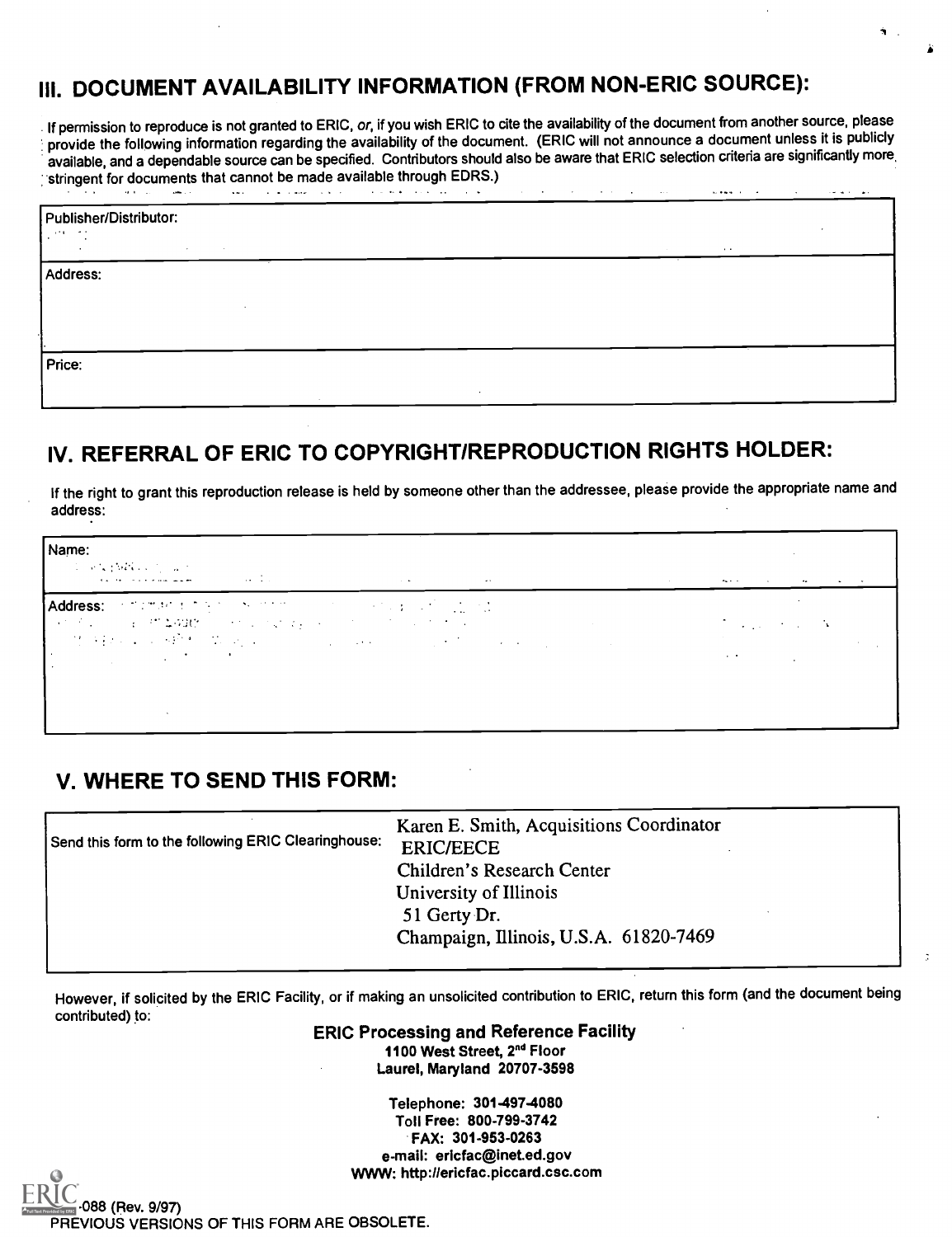## III. DOCUMENT AVAILABILITY INFORMATION (FROM NON-ERIC SOURCE):

If permission to reproduce is not granted to ERIC, *or*, if you wish ERIC to cite the availability of the document from another source, please provide the following information regarding the availability of the document. (ERIC will not announce a document unless it is publicly available, and a dependable source can be specified. Contributors should also be aware that ERIC selection criteria are significantly more stringent for documents that cannot be made available through EDRS.)

| |
|---|
| Publisher/Distributor: |
| Address: |
| Price: |

## IV. REFERRAL OF ERIC TO COPYRIGHT/REPRODUCTION RIGHTS HOLDER:

If the right to grant this reproduction release is held by someone other than the addressee, please provide the appropriate name and address:

| |
|---|
| Name: |
| Address: |

## V. WHERE TO SEND THIS FORM:

| | |
|---|---|
| Send this form to the following ERIC Clearinghouse: | Karen E. Smith, Acquisitions Coordinator<br>ERIC/EECE<br>Children's Research Center<br>University of Illinois<br>51 Gerty Dr.<br>Champaign, Illinois, U.S.A. 61820-7469 |

However, if solicited by the ERIC Facility, or if making an unsolicited contribution to ERIC, return this form (and the document being contributed) to:

**ERIC Processing and Reference Facility**
**1100 West Street, 2nd Floor**
**Laurel, Maryland 20707-3598**

**Telephone: 301-497-4080**
**Toll Free: 800-799-3742**
**FAX: 301-953-0263**
**e-mail: ericfac@inet.ed.gov**
**WWW: http://ericfac.piccard.csc.com**

-088 (Rev. 9/97)
PREVIOUS VERSIONS OF THIS FORM ARE OBSOLETE.